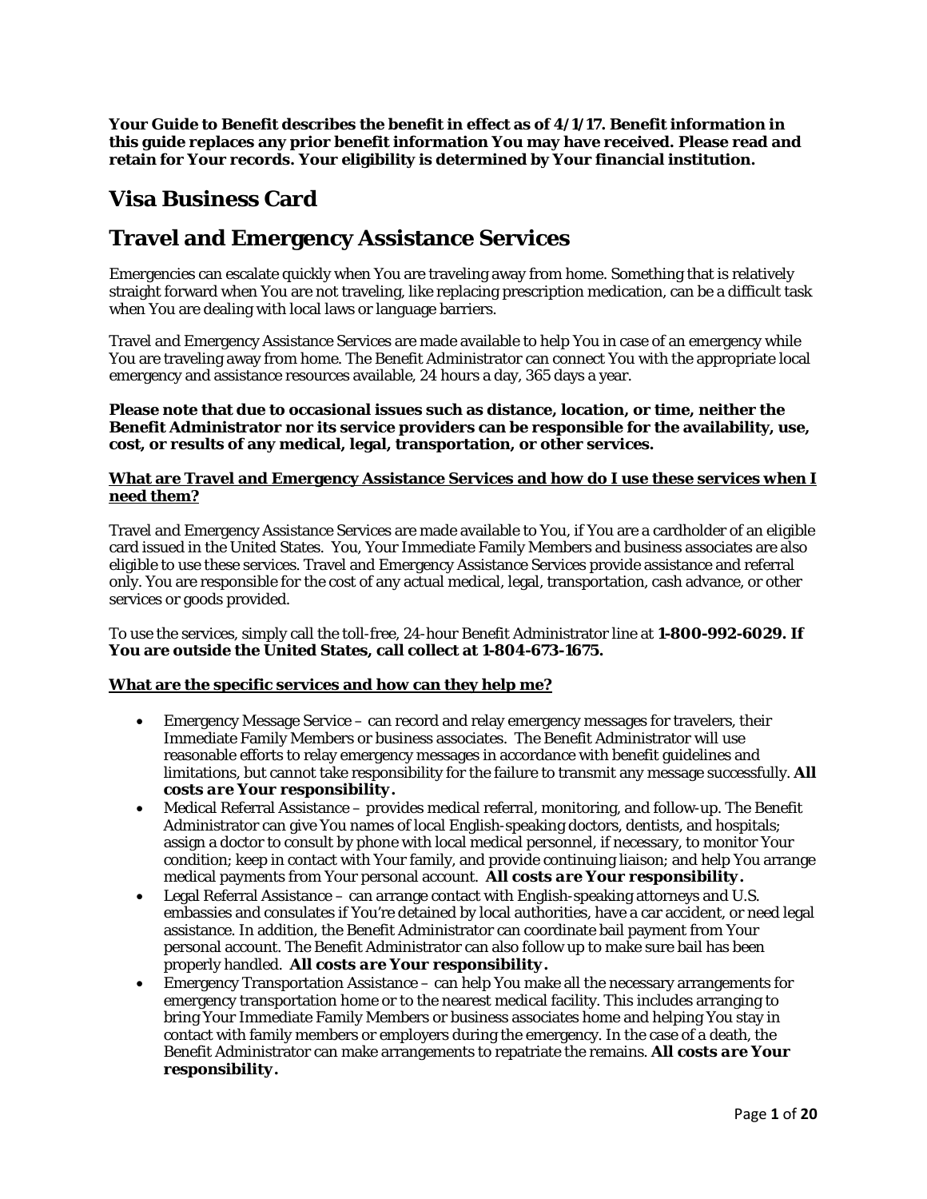**Your Guide to Benefit describes the benefit in effect as of 4/1/17. Benefit information in this guide replaces any prior benefit information You may have received. Please read and retain for Your records. Your eligibility is determined by Your financial institution.**

# Visa Business Card

# Travel and Emergency Assistance Services

Emergencies can escalate quickly when You are traveling away from home. Something that is relatively straight forward when You are not traveling, like replacing prescription medication, can be a difficult task when You are dealing with local laws or language barriers.

Travel and Emergency Assistance Services are made available to help You in case of an emergency while You are traveling away from home. The Benefit Administrator can connect You with the appropriate local emergency and assistance resources available, 24 hours a day, 365 days a year.

**Please note that due to occasional issues such as distance, location, or time, neither the Benefit Administrator nor its service providers can be responsible for the availability, use, cost, or results of any medical, legal, transportation, or other services.**

**What are Travel and Emergency Assistance Services and how do I use these services when I need them?**

Travel and Emergency Assistance Services are made available to You, if You are a cardholder of an eligible card issued in the United States. You, Your Immediate Family Members and business associates are also eligible to use these services. Travel and Emergency Assistance Services provide assistance and referral only. You are responsible for the cost of any actual medical, legal, transportation, cash advance, or other services or goods provided.

To use the services, simply call the toll-free, 24-hour Benefit Administrator line at **1-800-992-6029. If You are outside the United States, call collect at 1-804-673-1675.**

**What are the specific services and how can they help me?**

- Emergency Message Service – can record and relay emergency messages for travelers, their Immediate Family Members or business associates. The Benefit Administrator will use reasonable efforts to relay emergency messages in accordance with benefit guidelines and limitations, but cannot take responsibility for the failure to transmit any message successfully. ***All costs are Your responsibility.***
- Medical Referral Assistance – provides medical referral, monitoring, and follow-up. The Benefit Administrator can give You names of local English-speaking doctors, dentists, and hospitals; assign a doctor to consult by phone with local medical personnel, if necessary, to monitor Your condition; keep in contact with Your family, and provide continuing liaison; and help You arrange medical payments from Your personal account. ***All costs are Your responsibility.***
- Legal Referral Assistance – can arrange contact with English-speaking attorneys and U.S. embassies and consulates if You're detained by local authorities, have a car accident, or need legal assistance. In addition, the Benefit Administrator can coordinate bail payment from Your personal account. The Benefit Administrator can also follow up to make sure bail has been properly handled. ***All costs are Your responsibility.***
- Emergency Transportation Assistance – can help You make all the necessary arrangements for emergency transportation home or to the nearest medical facility. This includes arranging to bring Your Immediate Family Members or business associates home and helping You stay in contact with family members or employers during the emergency. In the case of a death, the Benefit Administrator can make arrangements to repatriate the remains. ***All costs are Your responsibility.***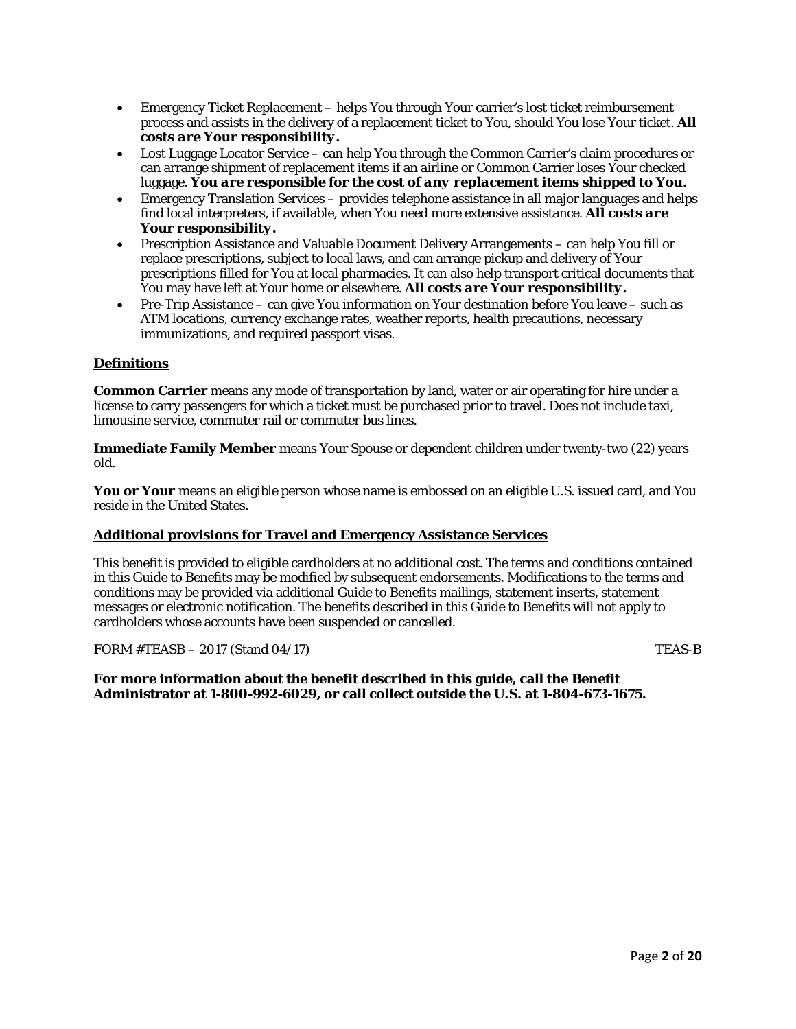- Emergency Ticket Replacement – helps You through Your carrier's lost ticket reimbursement process and assists in the delivery of a replacement ticket to You, should You lose Your ticket. ***All costs are Your responsibility.***
- Lost Luggage Locator Service – can help You through the Common Carrier's claim procedures or can arrange shipment of replacement items if an airline or Common Carrier loses Your checked luggage. ***You are responsible for the cost of any replacement items shipped to You.***
- Emergency Translation Services – provides telephone assistance in all major languages and helps find local interpreters, if available, when You need more extensive assistance. ***All costs are Your responsibility.***
- Prescription Assistance and Valuable Document Delivery Arrangements – can help You fill or replace prescriptions, subject to local laws, and can arrange pickup and delivery of Your prescriptions filled for You at local pharmacies. It can also help transport critical documents that You may have left at Your home or elsewhere. ***All costs are Your responsibility.***
- Pre-Trip Assistance – can give You information on Your destination before You leave – such as ATM locations, currency exchange rates, weather reports, health precautions, necessary immunizations, and required passport visas.

## Definitions

**Common Carrier** means any mode of transportation by land, water or air operating for hire under a license to carry passengers for which a ticket must be purchased prior to travel. Does not include taxi, limousine service, commuter rail or commuter bus lines.

**Immediate Family Member** means Your Spouse or dependent children under twenty-two (22) years old.

**You or Your** means an eligible person whose name is embossed on an eligible U.S. issued card, and You reside in the United States.

## Additional provisions for Travel and Emergency Assistance Services

This benefit is provided to eligible cardholders at no additional cost. The terms and conditions contained in this Guide to Benefits may be modified by subsequent endorsements. Modifications to the terms and conditions may be provided via additional Guide to Benefits mailings, statement inserts, statement messages or electronic notification. The benefits described in this Guide to Benefits will not apply to cardholders whose accounts have been suspended or cancelled.

FORM #TEASB – 2017 (Stand 04/17) TEAS-B

**For more information about the benefit described in this guide, call the Benefit Administrator at 1-800-992-6029, or call collect outside the U.S. at 1-804-673-1675.**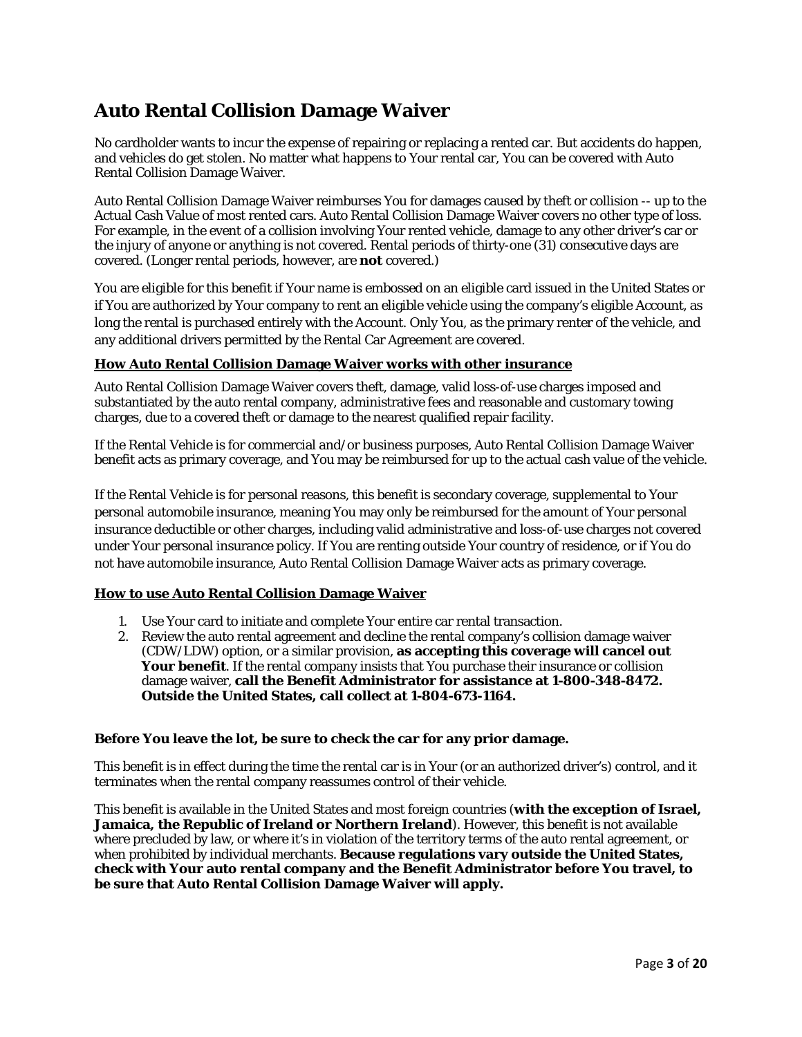# Auto Rental Collision Damage Waiver

No cardholder wants to incur the expense of repairing or replacing a rented car. But accidents do happen, and vehicles do get stolen. No matter what happens to Your rental car, You can be covered with Auto Rental Collision Damage Waiver.

Auto Rental Collision Damage Waiver reimburses You for damages caused by theft or collision -- up to the Actual Cash Value of most rented cars. Auto Rental Collision Damage Waiver covers no other type of loss. For example, in the event of a collision involving Your rented vehicle, damage to any other driver's car or the injury of anyone or anything is not covered. Rental periods of thirty-one (31) consecutive days are covered. (Longer rental periods, however, are **not** covered.)

You are eligible for this benefit if Your name is embossed on an eligible card issued in the United States or if You are authorized by Your company to rent an eligible vehicle using the company's eligible Account, as long the rental is purchased entirely with the Account. Only You, as the primary renter of the vehicle, and any additional drivers permitted by the Rental Car Agreement are covered.

### How Auto Rental Collision Damage Waiver works with other insurance

Auto Rental Collision Damage Waiver covers theft, damage, valid loss-of-use charges imposed and substantiated by the auto rental company, administrative fees and reasonable and customary towing charges, due to a covered theft or damage to the nearest qualified repair facility.

If the Rental Vehicle is for commercial and/or business purposes, Auto Rental Collision Damage Waiver benefit acts as primary coverage, and You may be reimbursed for up to the actual cash value of the vehicle.

If the Rental Vehicle is for personal reasons, this benefit is secondary coverage, supplemental to Your personal automobile insurance, meaning You may only be reimbursed for the amount of Your personal insurance deductible or other charges, including valid administrative and loss-of-use charges not covered under Your personal insurance policy. If You are renting outside Your country of residence, or if You do not have automobile insurance, Auto Rental Collision Damage Waiver acts as primary coverage.

### How to use Auto Rental Collision Damage Waiver

1. Use Your card to initiate and complete Your entire car rental transaction.
2. Review the auto rental agreement and decline the rental company's collision damage waiver (CDW/LDW) option, or a similar provision, **as accepting this coverage will cancel out Your benefit**. If the rental company insists that You purchase their insurance or collision damage waiver, **call the Benefit Administrator for assistance at 1-800-348-8472. Outside the United States, call collect at 1-804-673-1164.**

**Before You leave the lot, be sure to check the car for any prior damage.**

This benefit is in effect during the time the rental car is in Your (or an authorized driver's) control, and it terminates when the rental company reassumes control of their vehicle.

This benefit is available in the United States and most foreign countries (**with the exception of Israel, Jamaica, the Republic of Ireland or Northern Ireland**). However, this benefit is not available where precluded by law, or where it's in violation of the territory terms of the auto rental agreement, or when prohibited by individual merchants. **Because regulations vary outside the United States, check with Your auto rental company and the Benefit Administrator before You travel, to be sure that Auto Rental Collision Damage Waiver will apply.**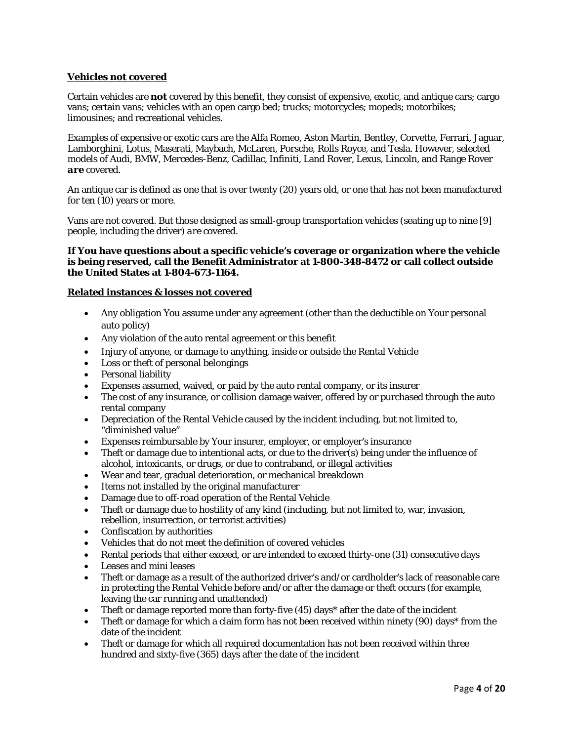**Vehicles not covered**

Certain vehicles are **not** covered by this benefit, they consist of expensive, exotic, and antique cars; cargo vans; certain vans; vehicles with an open cargo bed; trucks; motorcycles; mopeds; motorbikes; limousines; and recreational vehicles.

Examples of expensive or exotic cars are the Alfa Romeo, Aston Martin, Bentley, Corvette, Ferrari, Jaguar, Lamborghini, Lotus, Maserati, Maybach, McLaren, Porsche, Rolls Royce, and Tesla. However, selected models of Audi, BMW, Mercedes-Benz, Cadillac, Infiniti, Land Rover, Lexus, Lincoln, and Range Rover ***are*** covered.

An antique car is defined as one that is over twenty (20) years old, or one that has not been manufactured for ten (10) years or more.

Vans are not covered. But those designed as small-group transportation vehicles (seating up to nine [9] people, including the driver) *are* covered.

**If You have questions about a specific vehicle's coverage or organization where the vehicle is being reserved, call the Benefit Administrator at 1-800-348-8472 or call collect outside the United States at 1-804-673-1164.**

**Related instances & losses not covered**

- Any obligation You assume under any agreement (other than the deductible on Your personal auto policy)
- Any violation of the auto rental agreement or this benefit
- Injury of anyone, or damage to anything, inside or outside the Rental Vehicle
- Loss or theft of personal belongings
- Personal liability
- Expenses assumed, waived, or paid by the auto rental company, or its insurer
- The cost of any insurance, or collision damage waiver, offered by or purchased through the auto rental company
- Depreciation of the Rental Vehicle caused by the incident including, but not limited to, "diminished value"
- Expenses reimbursable by Your insurer, employer, or employer's insurance
- Theft or damage due to intentional acts, or due to the driver(s) being under the influence of alcohol, intoxicants, or drugs, or due to contraband, or illegal activities
- Wear and tear, gradual deterioration, or mechanical breakdown
- Items not installed by the original manufacturer
- Damage due to off-road operation of the Rental Vehicle
- Theft or damage due to hostility of any kind (including, but not limited to, war, invasion, rebellion, insurrection, or terrorist activities)
- Confiscation by authorities
- Vehicles that do not meet the definition of covered vehicles
- Rental periods that either exceed, or are intended to exceed thirty-one (31) consecutive days
- Leases and mini leases
- Theft or damage as a result of the authorized driver's and/or cardholder's lack of reasonable care in protecting the Rental Vehicle before and/or after the damage or theft occurs (for example, leaving the car running and unattended)
- Theft or damage reported more than forty-five (45) days* after the date of the incident
- Theft or damage for which a claim form has not been received within ninety (90) days* from the date of the incident
- Theft or damage for which all required documentation has not been received within three hundred and sixty-five (365) days after the date of the incident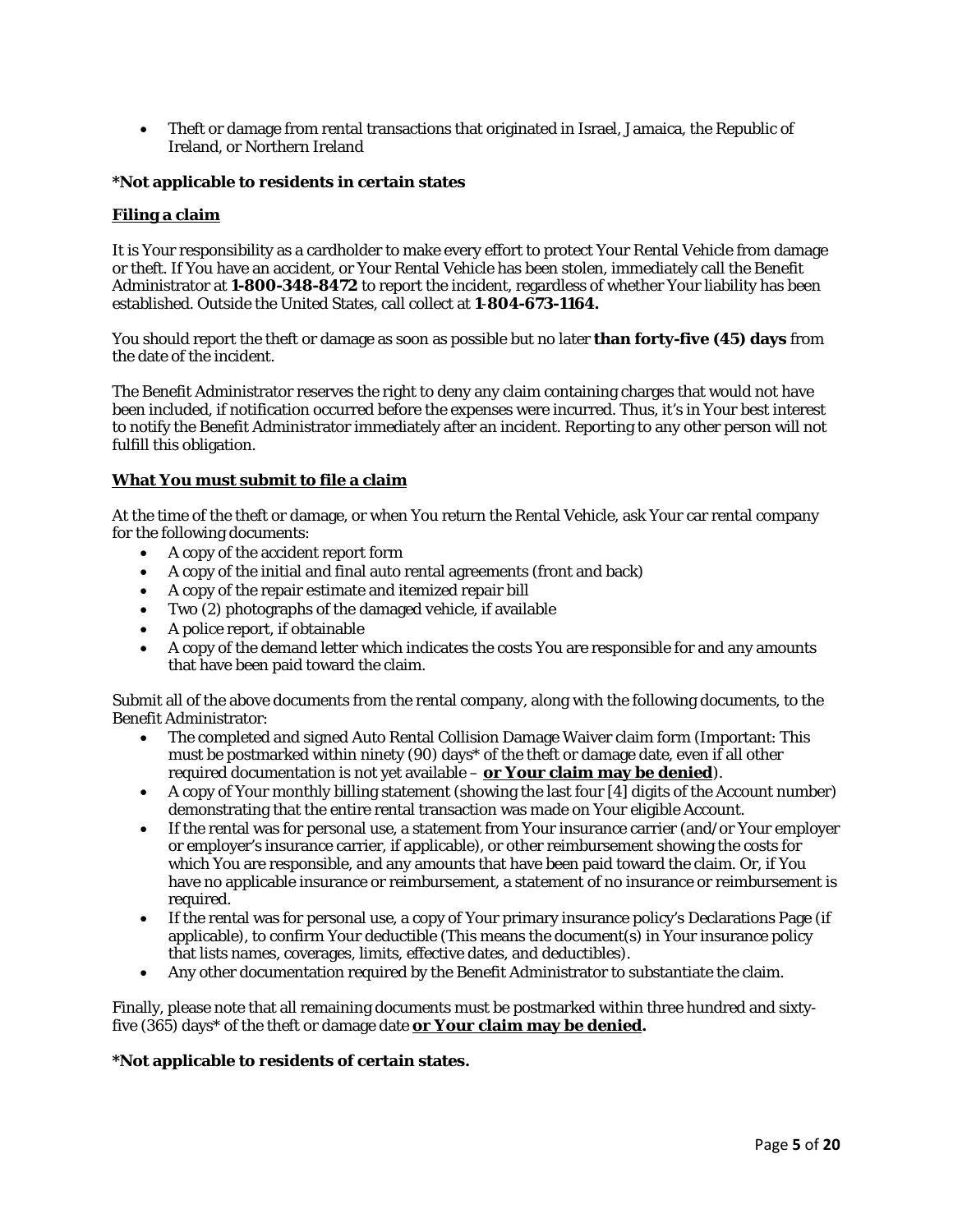- Theft or damage from rental transactions that originated in Israel, Jamaica, the Republic of Ireland, or Northern Ireland

**\*Not applicable to residents in certain states**

**Filing a claim**

It is Your responsibility as a cardholder to make every effort to protect Your Rental Vehicle from damage or theft. If You have an accident, or Your Rental Vehicle has been stolen, immediately call the Benefit Administrator at **1-800-348-8472** to report the incident, regardless of whether Your liability has been established. Outside the United States, call collect at **1-804-673-1164.**

You should report the theft or damage as soon as possible but no later **than forty-five (45) days** from the date of the incident.

The Benefit Administrator reserves the right to deny any claim containing charges that would not have been included, if notification occurred before the expenses were incurred. Thus, it's in Your best interest to notify the Benefit Administrator immediately after an incident. Reporting to any other person will not fulfill this obligation.

**What You must submit to file a claim**

At the time of the theft or damage, or when You return the Rental Vehicle, ask Your car rental company for the following documents:

- A copy of the accident report form
- A copy of the initial and final auto rental agreements (front and back)
- A copy of the repair estimate and itemized repair bill
- Two (2) photographs of the damaged vehicle, if available
- A police report, if obtainable
- A copy of the demand letter which indicates the costs You are responsible for and any amounts that have been paid toward the claim.

Submit all of the above documents from the rental company, along with the following documents, to the Benefit Administrator:

- The completed and signed Auto Rental Collision Damage Waiver claim form (Important: This must be postmarked within ninety (90) days* of the theft or damage date, even if all other required documentation is not yet available – **or Your claim may be denied**).
- A copy of Your monthly billing statement (showing the last four [4] digits of the Account number) demonstrating that the entire rental transaction was made on Your eligible Account.
- If the rental was for personal use, a statement from Your insurance carrier (and/or Your employer or employer's insurance carrier, if applicable), or other reimbursement showing the costs for which You are responsible, and any amounts that have been paid toward the claim. Or, if You have no applicable insurance or reimbursement, a statement of no insurance or reimbursement is required.
- If the rental was for personal use, a copy of Your primary insurance policy's Declarations Page (if applicable), to confirm Your deductible (This means the document(s) in Your insurance policy that lists names, coverages, limits, effective dates, and deductibles).
- Any other documentation required by the Benefit Administrator to substantiate the claim.

Finally, please note that all remaining documents must be postmarked within three hundred and sixty-five (365) days* of the theft or damage date **or Your claim may be denied.**

**\*Not applicable to residents of certain states.**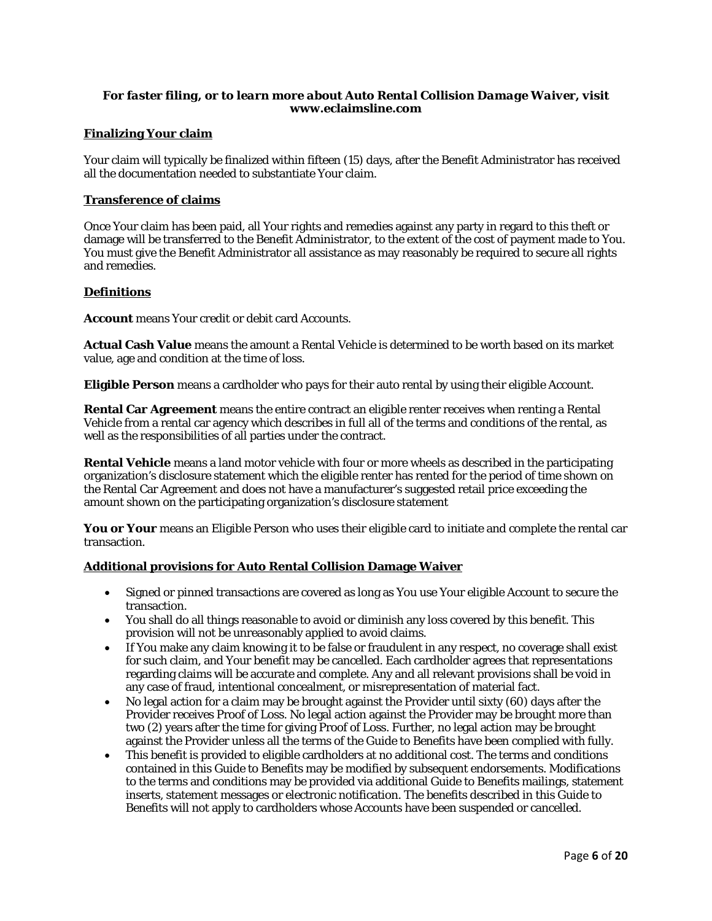***For faster filing, or to learn more about Auto Rental Collision Damage Waiver, visit www.eclaimsline.com***

## Finalizing Your claim

Your claim will typically be finalized within fifteen (15) days, after the Benefit Administrator has received all the documentation needed to substantiate Your claim.

## Transference of claims

Once Your claim has been paid, all Your rights and remedies against any party in regard to this theft or damage will be transferred to the Benefit Administrator, to the extent of the cost of payment made to You. You must give the Benefit Administrator all assistance as may reasonably be required to secure all rights and remedies.

## Definitions

**Account** means Your credit or debit card Accounts.

**Actual Cash Value** means the amount a Rental Vehicle is determined to be worth based on its market value, age and condition at the time of loss.

**Eligible Person** means a cardholder who pays for their auto rental by using their eligible Account.

**Rental Car Agreement** means the entire contract an eligible renter receives when renting a Rental Vehicle from a rental car agency which describes in full all of the terms and conditions of the rental, as well as the responsibilities of all parties under the contract.

**Rental Vehicle** means a land motor vehicle with four or more wheels as described in the participating organization's disclosure statement which the eligible renter has rented for the period of time shown on the Rental Car Agreement and does not have a manufacturer's suggested retail price exceeding the amount shown on the participating organization's disclosure statement

**You or Your** means an Eligible Person who uses their eligible card to initiate and complete the rental car transaction.

## Additional provisions for Auto Rental Collision Damage Waiver

- Signed or pinned transactions are covered as long as You use Your eligible Account to secure the transaction.
- You shall do all things reasonable to avoid or diminish any loss covered by this benefit. This provision will not be unreasonably applied to avoid claims.
- If You make any claim knowing it to be false or fraudulent in any respect, no coverage shall exist for such claim, and Your benefit may be cancelled. Each cardholder agrees that representations regarding claims will be accurate and complete. Any and all relevant provisions shall be void in any case of fraud, intentional concealment, or misrepresentation of material fact.
- No legal action for a claim may be brought against the Provider until sixty (60) days after the Provider receives Proof of Loss. No legal action against the Provider may be brought more than two (2) years after the time for giving Proof of Loss. Further, no legal action may be brought against the Provider unless all the terms of the Guide to Benefits have been complied with fully.
- This benefit is provided to eligible cardholders at no additional cost. The terms and conditions contained in this Guide to Benefits may be modified by subsequent endorsements. Modifications to the terms and conditions may be provided via additional Guide to Benefits mailings, statement inserts, statement messages or electronic notification. The benefits described in this Guide to Benefits will not apply to cardholders whose Accounts have been suspended or cancelled.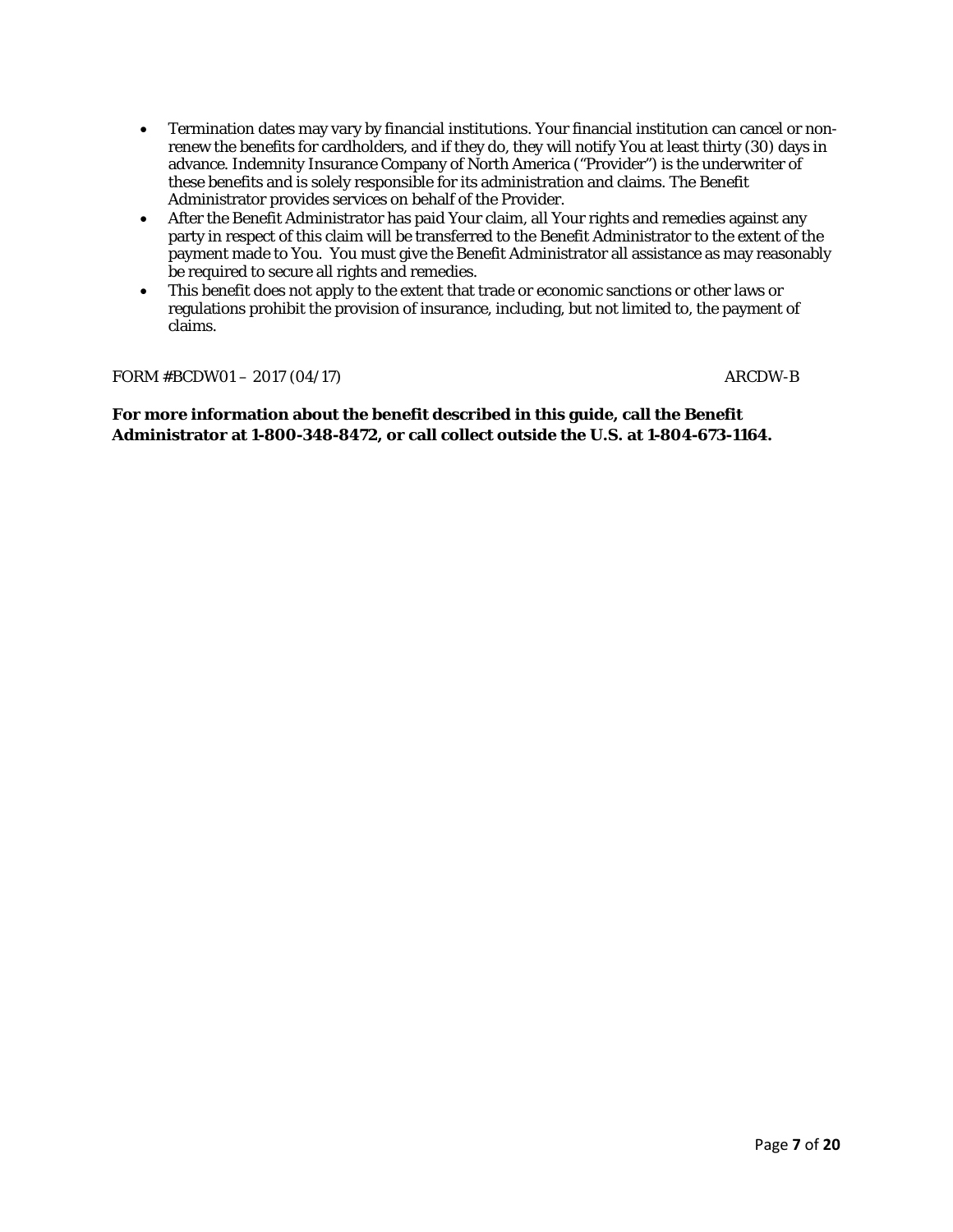- Termination dates may vary by financial institutions. Your financial institution can cancel or non-renew the benefits for cardholders, and if they do, they will notify You at least thirty (30) days in advance. Indemnity Insurance Company of North America ("Provider") is the underwriter of these benefits and is solely responsible for its administration and claims. The Benefit Administrator provides services on behalf of the Provider.
- After the Benefit Administrator has paid Your claim, all Your rights and remedies against any party in respect of this claim will be transferred to the Benefit Administrator to the extent of the payment made to You. You must give the Benefit Administrator all assistance as may reasonably be required to secure all rights and remedies.
- This benefit does not apply to the extent that trade or economic sanctions or other laws or regulations prohibit the provision of insurance, including, but not limited to, the payment of claims.

FORM #BCDW01 – 2017 (04/17) ARCDW-B

**For more information about the benefit described in this guide, call the Benefit Administrator at 1-800-348-8472, or call collect outside the U.S. at 1-804-673-1164.**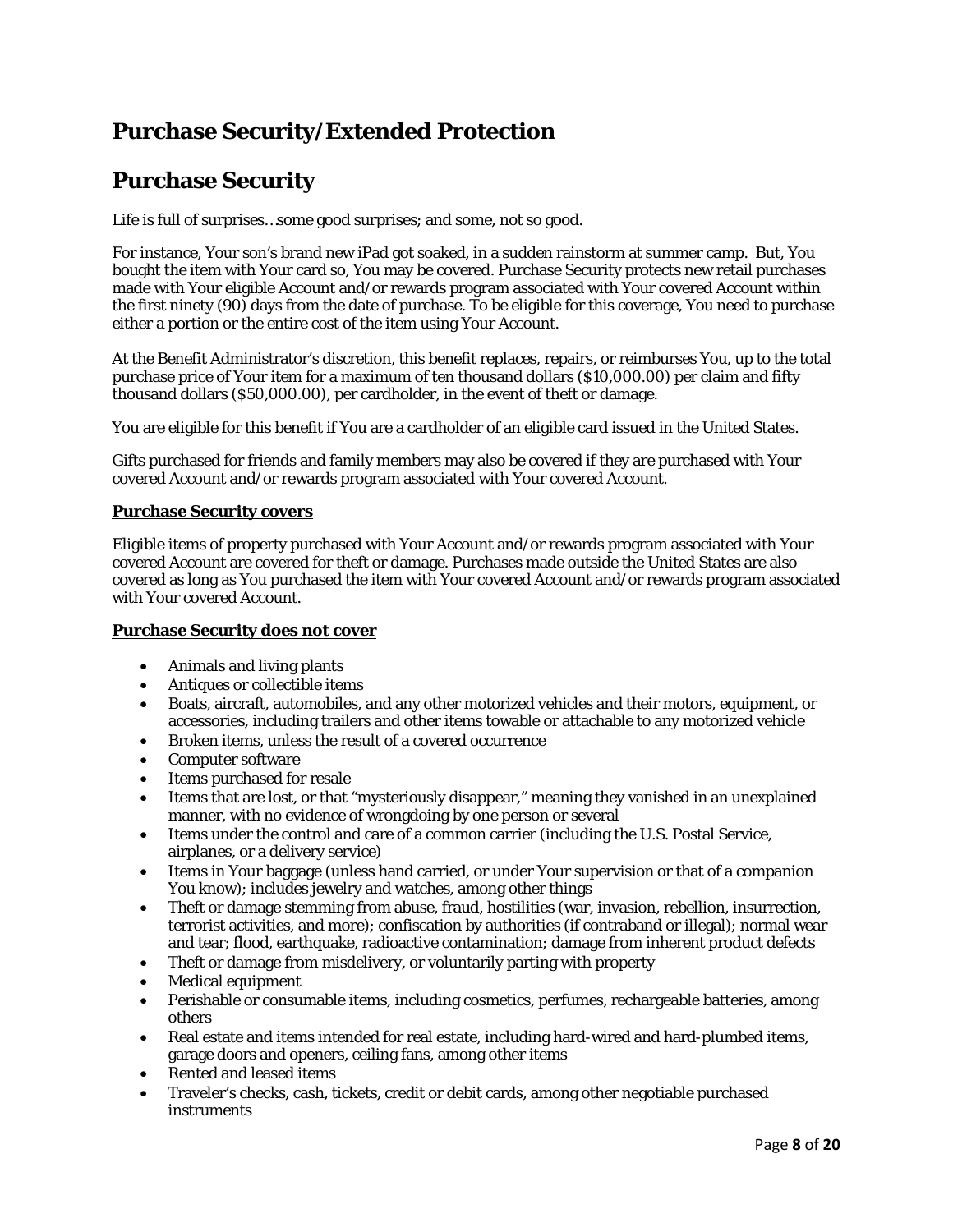# Purchase Security/Extended Protection

# Purchase Security

Life is full of surprises…some good surprises; and some, not so good.

For instance, Your son's brand new iPad got soaked, in a sudden rainstorm at summer camp. But, You bought the item with Your card so, You may be covered. Purchase Security protects new retail purchases made with Your eligible Account and/or rewards program associated with Your covered Account within the first ninety (90) days from the date of purchase. To be eligible for this coverage, You need to purchase either a portion or the entire cost of the item using Your Account.

At the Benefit Administrator's discretion, this benefit replaces, repairs, or reimburses You, up to the total purchase price of Your item for a maximum of ten thousand dollars ($10,000.00) per claim and fifty thousand dollars ($50,000.00), per cardholder, in the event of theft or damage.

You are eligible for this benefit if You are a cardholder of an eligible card issued in the United States.

Gifts purchased for friends and family members may also be covered if they are purchased with Your covered Account and/or rewards program associated with Your covered Account.

**Purchase Security covers**

Eligible items of property purchased with Your Account and/or rewards program associated with Your covered Account are covered for theft or damage. Purchases made outside the United States are also covered as long as You purchased the item with Your covered Account and/or rewards program associated with Your covered Account.

**Purchase Security does not cover**

- Animals and living plants
- Antiques or collectible items
- Boats, aircraft, automobiles, and any other motorized vehicles and their motors, equipment, or accessories, including trailers and other items towable or attachable to any motorized vehicle
- Broken items, unless the result of a covered occurrence
- Computer software
- Items purchased for resale
- Items that are lost, or that "mysteriously disappear," meaning they vanished in an unexplained manner, with no evidence of wrongdoing by one person or several
- Items under the control and care of a common carrier (including the U.S. Postal Service, airplanes, or a delivery service)
- Items in Your baggage (unless hand carried, or under Your supervision or that of a companion You know); includes jewelry and watches, among other things
- Theft or damage stemming from abuse, fraud, hostilities (war, invasion, rebellion, insurrection, terrorist activities, and more); confiscation by authorities (if contraband or illegal); normal wear and tear; flood, earthquake, radioactive contamination; damage from inherent product defects
- Theft or damage from misdelivery, or voluntarily parting with property
- Medical equipment
- Perishable or consumable items, including cosmetics, perfumes, rechargeable batteries, among others
- Real estate and items intended for real estate, including hard-wired and hard-plumbed items, garage doors and openers, ceiling fans, among other items
- Rented and leased items
- Traveler's checks, cash, tickets, credit or debit cards, among other negotiable purchased instruments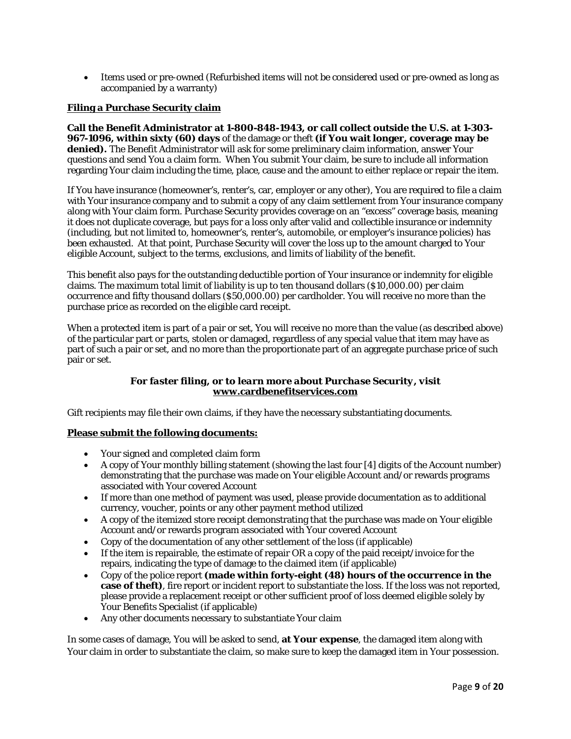- Items used or pre-owned (Refurbished items will not be considered used or pre-owned as long as accompanied by a warranty)

### Filing a Purchase Security claim

**Call the Benefit Administrator at 1-800-848-1943, or call collect outside the U.S. at 1-303-967-1096, within sixty (60) days** of the damage or theft **(if You wait longer, coverage may be denied).** The Benefit Administrator will ask for some preliminary claim information, answer Your questions and send You a claim form. When You submit Your claim, be sure to include all information regarding Your claim including the time, place, cause and the amount to either replace or repair the item.

If You have insurance (homeowner's, renter's, car, employer or any other), You are required to file a claim with Your insurance company and to submit a copy of any claim settlement from Your insurance company along with Your claim form. Purchase Security provides coverage on an "excess" coverage basis, meaning it does not duplicate coverage, but pays for a loss only after valid and collectible insurance or indemnity (including, but not limited to, homeowner's, renter's, automobile, or employer's insurance policies) has been exhausted. At that point, Purchase Security will cover the loss up to the amount charged to Your eligible Account, subject to the terms, exclusions, and limits of liability of the benefit.

This benefit also pays for the outstanding deductible portion of Your insurance or indemnity for eligible claims. The maximum total limit of liability is up to ten thousand dollars ($10,000.00) per claim occurrence and fifty thousand dollars ($50,000.00) per cardholder. You will receive no more than the purchase price as recorded on the eligible card receipt.

When a protected item is part of a pair or set, You will receive no more than the value (as described above) of the particular part or parts, stolen or damaged, regardless of any special value that item may have as part of such a pair or set, and no more than the proportionate part of an aggregate purchase price of such pair or set.

***For faster filing, or to learn more about Purchase Security, visit [www.cardbenefitservices.com](http://www.cardbenefitservices.com)***

Gift recipients may file their own claims, if they have the necessary substantiating documents.

### Please submit the following documents:

- Your signed and completed claim form
- A copy of Your monthly billing statement (showing the last four [4] digits of the Account number) demonstrating that the purchase was made on Your eligible Account and/or rewards programs associated with Your covered Account
- If more than one method of payment was used, please provide documentation as to additional currency, voucher, points or any other payment method utilized
- A copy of the itemized store receipt demonstrating that the purchase was made on Your eligible Account and/or rewards program associated with Your covered Account
- Copy of the documentation of any other settlement of the loss (if applicable)
- If the item is repairable, the estimate of repair OR a copy of the paid receipt/invoice for the repairs, indicating the type of damage to the claimed item (if applicable)
- Copy of the police report **(made within forty-eight (48) hours of the occurrence in the case of theft)**, fire report or incident report to substantiate the loss. If the loss was not reported, please provide a replacement receipt or other sufficient proof of loss deemed eligible solely by Your Benefits Specialist (if applicable)
- Any other documents necessary to substantiate Your claim

In some cases of damage, You will be asked to send, **at Your expense**, the damaged item along with Your claim in order to substantiate the claim, so make sure to keep the damaged item in Your possession.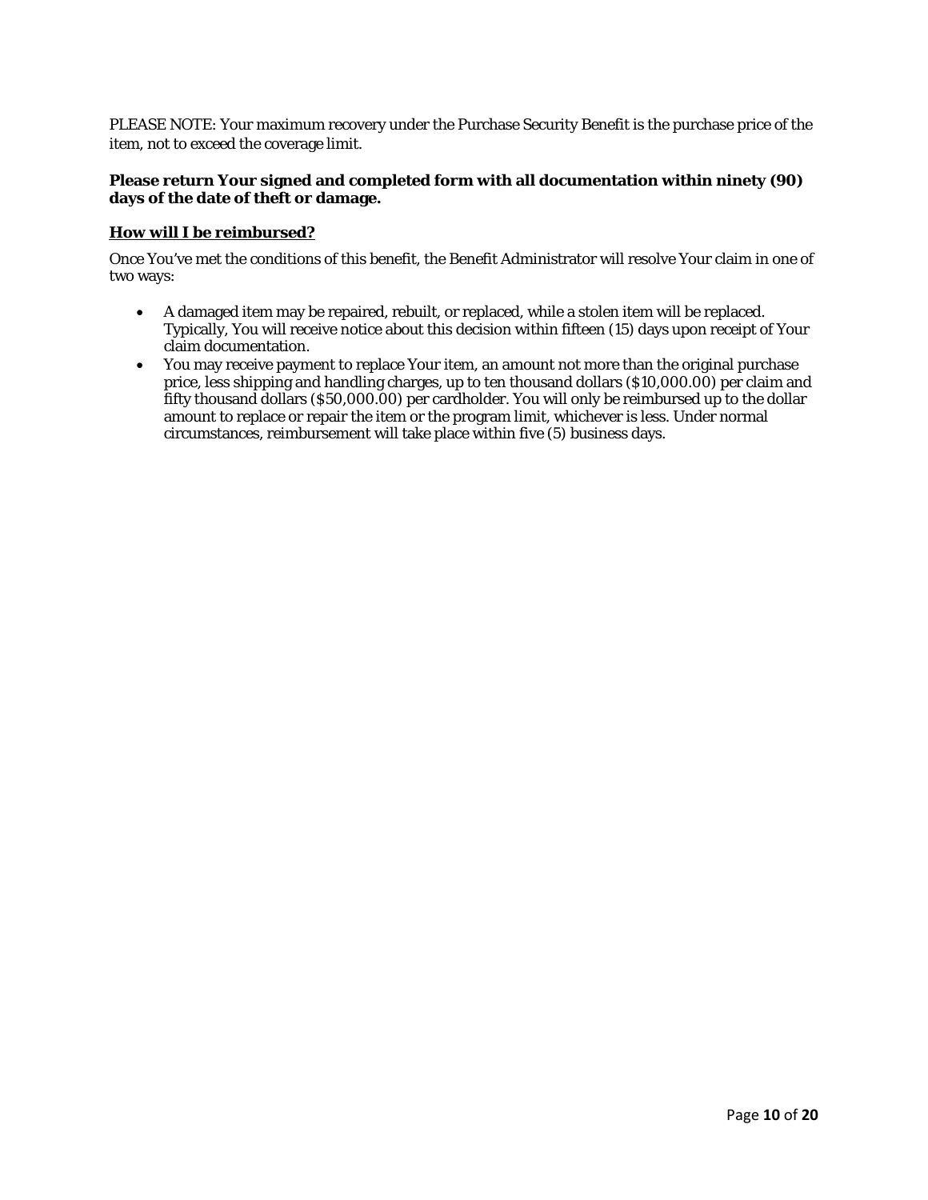PLEASE NOTE: Your maximum recovery under the Purchase Security Benefit is the purchase price of the item, not to exceed the coverage limit.

**Please return Your signed and completed form with all documentation within ninety (90) days of the date of theft or damage.**

**How will I be reimbursed?**

Once You've met the conditions of this benefit, the Benefit Administrator will resolve Your claim in one of two ways:

- A damaged item may be repaired, rebuilt, or replaced, while a stolen item will be replaced. Typically, You will receive notice about this decision within fifteen (15) days upon receipt of Your claim documentation.
- You may receive payment to replace Your item, an amount not more than the original purchase price, less shipping and handling charges, up to ten thousand dollars ($10,000.00) per claim and fifty thousand dollars ($50,000.00) per cardholder. You will only be reimbursed up to the dollar amount to replace or repair the item or the program limit, whichever is less. Under normal circumstances, reimbursement will take place within five (5) business days.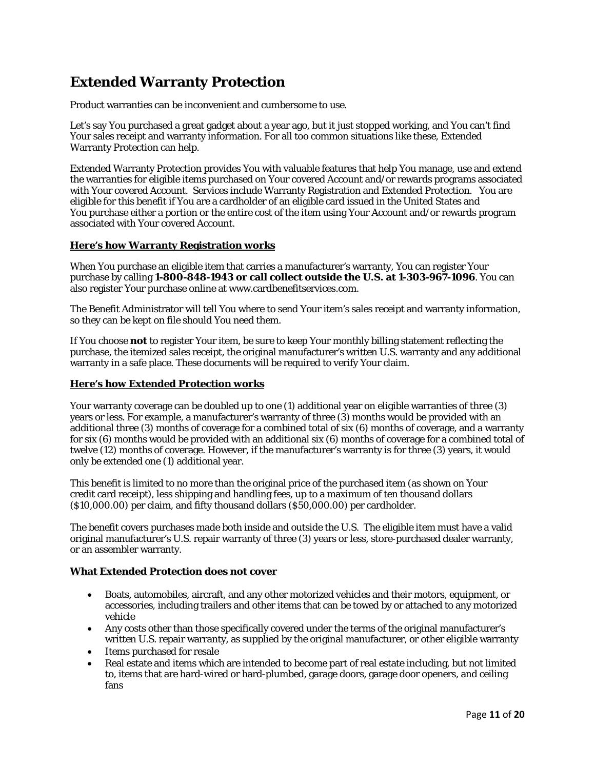# Extended Warranty Protection

Product warranties can be inconvenient and cumbersome to use.

Let's say You purchased a great gadget about a year ago, but it just stopped working, and You can't find Your sales receipt and warranty information. For all too common situations like these, Extended Warranty Protection can help.

Extended Warranty Protection provides You with valuable features that help You manage, use and extend the warranties for eligible items purchased on Your covered Account and/or rewards programs associated with Your covered Account. Services include Warranty Registration and Extended Protection. You are eligible for this benefit if You are a cardholder of an eligible card issued in the United States and You purchase either a portion or the entire cost of the item using Your Account and/or rewards program associated with Your covered Account.

**Here's how Warranty Registration works**

When You purchase an eligible item that carries a manufacturer's warranty, You can register Your purchase by calling **1-800-848-1943 or call collect outside the U.S. at 1-303-967-1096**. You can also register Your purchase online at www.cardbenefitservices.com.

The Benefit Administrator will tell You where to send Your item's sales receipt and warranty information, so they can be kept on file should You need them.

If You choose **not** to register Your item, be sure to keep Your monthly billing statement reflecting the purchase, the itemized sales receipt, the original manufacturer's written U.S. warranty and any additional warranty in a safe place. These documents will be required to verify Your claim.

**Here's how Extended Protection works**

Your warranty coverage can be doubled up to one (1) additional year on eligible warranties of three (3) years or less. For example, a manufacturer's warranty of three (3) months would be provided with an additional three (3) months of coverage for a combined total of six (6) months of coverage, and a warranty for six (6) months would be provided with an additional six (6) months of coverage for a combined total of twelve (12) months of coverage. However, if the manufacturer's warranty is for three (3) years, it would only be extended one (1) additional year.

This benefit is limited to no more than the original price of the purchased item (as shown on Your credit card receipt), less shipping and handling fees, up to a maximum of ten thousand dollars ($10,000.00) per claim, and fifty thousand dollars ($50,000.00) per cardholder.

The benefit covers purchases made both inside and outside the U.S. The eligible item must have a valid original manufacturer's U.S. repair warranty of three (3) years or less, store-purchased dealer warranty, or an assembler warranty.

**What Extended Protection does not cover**

- Boats, automobiles, aircraft, and any other motorized vehicles and their motors, equipment, or accessories, including trailers and other items that can be towed by or attached to any motorized vehicle
- Any costs other than those specifically covered under the terms of the original manufacturer's written U.S. repair warranty, as supplied by the original manufacturer, or other eligible warranty
- Items purchased for resale
- Real estate and items which are intended to become part of real estate including, but not limited to, items that are hard-wired or hard-plumbed, garage doors, garage door openers, and ceiling fans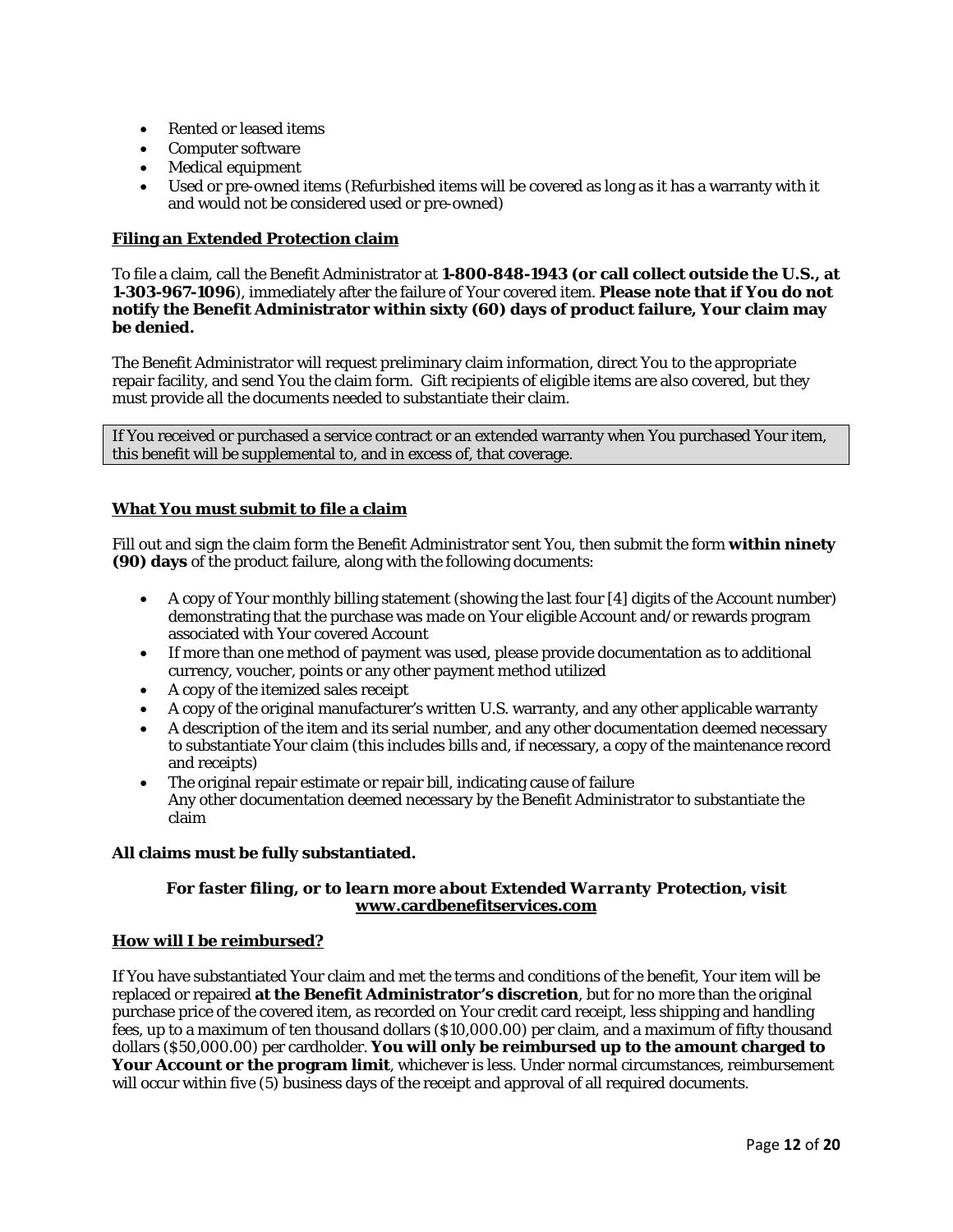- Rented or leased items
- Computer software
- Medical equipment
- Used or pre-owned items (Refurbished items will be covered as long as it has a warranty with it and would not be considered used or pre-owned)

**Filing an Extended Protection claim**

To file a claim, call the Benefit Administrator at **1-800-848-1943 (or call collect outside the U.S., at 1-303-967-1096**), immediately after the failure of Your covered item. **Please note that if You do not notify the Benefit Administrator within sixty (60) days of product failure, Your claim may be denied.**

The Benefit Administrator will request preliminary claim information, direct You to the appropriate repair facility, and send You the claim form. Gift recipients of eligible items are also covered, but they must provide all the documents needed to substantiate their claim.

If You received or purchased a service contract or an extended warranty when You purchased Your item, this benefit will be supplemental to, and in excess of, that coverage.

**What You must submit to file a claim**

Fill out and sign the claim form the Benefit Administrator sent You, then submit the form **within ninety (90) days** of the product failure, along with the following documents:

- A copy of Your monthly billing statement (showing the last four [4] digits of the Account number) demonstrating that the purchase was made on Your eligible Account and/or rewards program associated with Your covered Account
- If more than one method of payment was used, please provide documentation as to additional currency, voucher, points or any other payment method utilized
- A copy of the itemized sales receipt
- A copy of the original manufacturer's written U.S. warranty, and any other applicable warranty
- A description of the item and its serial number, and any other documentation deemed necessary to substantiate Your claim (this includes bills and, if necessary, a copy of the maintenance record and receipts)
- The original repair estimate or repair bill, indicating cause of failure
  Any other documentation deemed necessary by the Benefit Administrator to substantiate the claim

**All claims must be fully substantiated.**

***For faster filing, or to learn more about Extended Warranty Protection, visit www.cardbenefitservices.com***

**How will I be reimbursed?**

If You have substantiated Your claim and met the terms and conditions of the benefit, Your item will be replaced or repaired **at the Benefit Administrator's discretion**, but for no more than the original purchase price of the covered item, as recorded on Your credit card receipt, less shipping and handling fees, up to a maximum of ten thousand dollars ($10,000.00) per claim, and a maximum of fifty thousand dollars ($50,000.00) per cardholder. **You will only be reimbursed up to the amount charged to Your Account or the program limit**, whichever is less. Under normal circumstances, reimbursement will occur within five (5) business days of the receipt and approval of all required documents.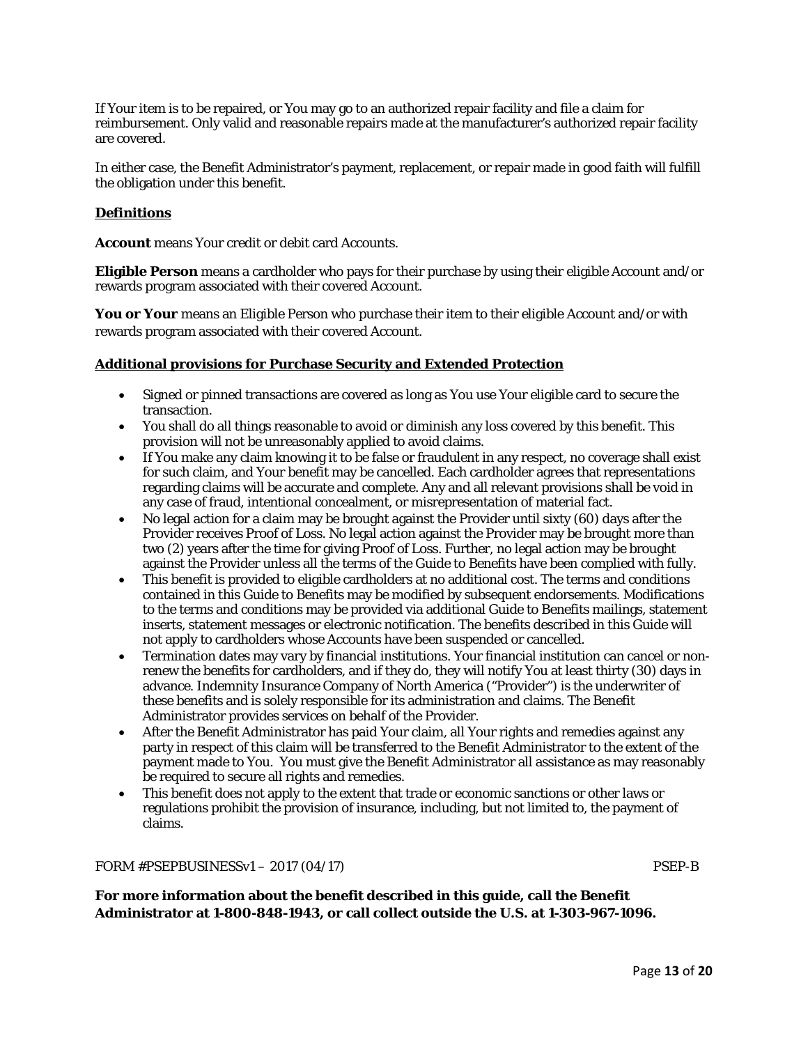If Your item is to be repaired, or You may go to an authorized repair facility and file a claim for reimbursement. Only valid and reasonable repairs made at the manufacturer's authorized repair facility are covered.

In either case, the Benefit Administrator's payment, replacement, or repair made in good faith will fulfill the obligation under this benefit.

## **Definitions**

**Account** means Your credit or debit card Accounts.

**Eligible Person** means a cardholder who pays for their purchase by using their eligible Account and/or rewards program associated with their covered Account.

**You or Your** means an Eligible Person who purchase their item to their eligible Account and/or with rewards program associated with their covered Account.

## **Additional provisions for Purchase Security and Extended Protection**

- Signed or pinned transactions are covered as long as You use Your eligible card to secure the transaction.
- You shall do all things reasonable to avoid or diminish any loss covered by this benefit. This provision will not be unreasonably applied to avoid claims.
- If You make any claim knowing it to be false or fraudulent in any respect, no coverage shall exist for such claim, and Your benefit may be cancelled. Each cardholder agrees that representations regarding claims will be accurate and complete. Any and all relevant provisions shall be void in any case of fraud, intentional concealment, or misrepresentation of material fact.
- No legal action for a claim may be brought against the Provider until sixty (60) days after the Provider receives Proof of Loss. No legal action against the Provider may be brought more than two (2) years after the time for giving Proof of Loss. Further, no legal action may be brought against the Provider unless all the terms of the Guide to Benefits have been complied with fully.
- This benefit is provided to eligible cardholders at no additional cost. The terms and conditions contained in this Guide to Benefits may be modified by subsequent endorsements. Modifications to the terms and conditions may be provided via additional Guide to Benefits mailings, statement inserts, statement messages or electronic notification. The benefits described in this Guide will not apply to cardholders whose Accounts have been suspended or cancelled.
- Termination dates may vary by financial institutions. Your financial institution can cancel or non-renew the benefits for cardholders, and if they do, they will notify You at least thirty (30) days in advance. Indemnity Insurance Company of North America ("Provider") is the underwriter of these benefits and is solely responsible for its administration and claims. The Benefit Administrator provides services on behalf of the Provider.
- After the Benefit Administrator has paid Your claim, all Your rights and remedies against any party in respect of this claim will be transferred to the Benefit Administrator to the extent of the payment made to You. You must give the Benefit Administrator all assistance as may reasonably be required to secure all rights and remedies.
- This benefit does not apply to the extent that trade or economic sanctions or other laws or regulations prohibit the provision of insurance, including, but not limited to, the payment of claims.

FORM #PSEPBUSINESSv1 – 2017 (04/17) PSEP-B

**For more information about the benefit described in this guide, call the Benefit Administrator at 1-800-848-1943, or call collect outside the U.S. at 1-303-967-1096.**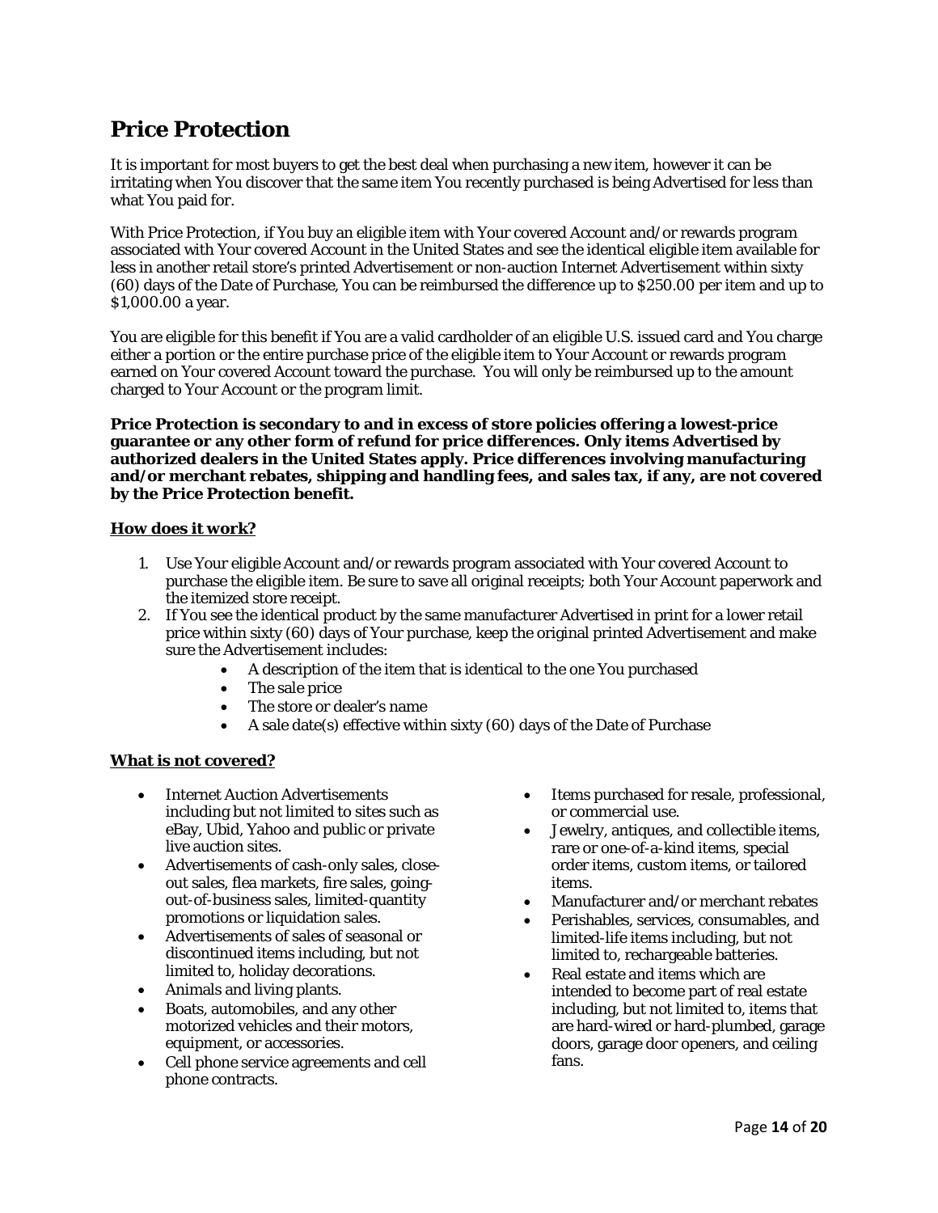# Price Protection

It is important for most buyers to get the best deal when purchasing a new item, however it can be irritating when You discover that the same item You recently purchased is being Advertised for less than what You paid for.

With Price Protection, if You buy an eligible item with Your covered Account and/or rewards program associated with Your covered Account in the United States and see the identical eligible item available for less in another retail store's printed Advertisement or non-auction Internet Advertisement within sixty (60) days of the Date of Purchase, You can be reimbursed the difference up to $250.00 per item and up to $1,000.00 a year.

You are eligible for this benefit if You are a valid cardholder of an eligible U.S. issued card and You charge either a portion or the entire purchase price of the eligible item to Your Account or rewards program earned on Your covered Account toward the purchase. You will only be reimbursed up to the amount charged to Your Account or the program limit.

**Price Protection is secondary to and in excess of store policies offering a lowest-price guarantee or any other form of refund for price differences. Only items Advertised by authorized dealers in the United States apply. Price differences involving manufacturing and/or merchant rebates, shipping and handling fees, and sales tax, if any, are not covered by the Price Protection benefit.**

**How does it work?**

1. Use Your eligible Account and/or rewards program associated with Your covered Account to purchase the eligible item. Be sure to save all original receipts; both Your Account paperwork and the itemized store receipt.
2. If You see the identical product by the same manufacturer Advertised in print for a lower retail price within sixty (60) days of Your purchase, keep the original printed Advertisement and make sure the Advertisement includes:
    - A description of the item that is identical to the one You purchased
    - The sale price
    - The store or dealer's name
    - A sale date(s) effective within sixty (60) days of the Date of Purchase

**What is not covered?**

- Internet Auction Advertisements including but not limited to sites such as eBay, Ubid, Yahoo and public or private live auction sites.
- Advertisements of cash-only sales, close-out sales, flea markets, fire sales, going-out-of-business sales, limited-quantity promotions or liquidation sales.
- Advertisements of sales of seasonal or discontinued items including, but not limited to, holiday decorations.
- Animals and living plants.
- Boats, automobiles, and any other motorized vehicles and their motors, equipment, or accessories.
- Cell phone service agreements and cell phone contracts.
- Items purchased for resale, professional, or commercial use.
- Jewelry, antiques, and collectible items, rare or one-of-a-kind items, special order items, custom items, or tailored items.
- Manufacturer and/or merchant rebates
- Perishables, services, consumables, and limited-life items including, but not limited to, rechargeable batteries.
- Real estate and items which are intended to become part of real estate including, but not limited to, items that are hard-wired or hard-plumbed, garage doors, garage door openers, and ceiling fans.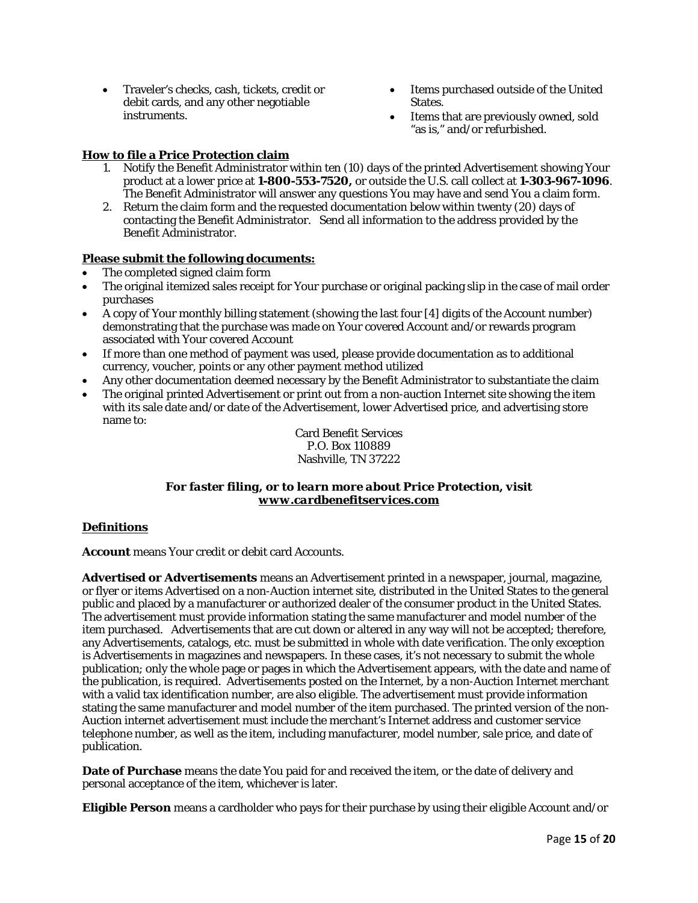- Traveler's checks, cash, tickets, credit or debit cards, and any other negotiable instruments.
- Items purchased outside of the United States.
- Items that are previously owned, sold "as is," and/or refurbished.

**How to file a Price Protection claim**

1. Notify the Benefit Administrator within ten (10) days of the printed Advertisement showing Your product at a lower price at **1-800-553-7520,** or outside the U.S. call collect at **1-303-967-1096**. The Benefit Administrator will answer any questions You may have and send You a claim form.
2. Return the claim form and the requested documentation below within twenty (20) days of contacting the Benefit Administrator. Send all information to the address provided by the Benefit Administrator.

**Please submit the following documents:**

- The completed signed claim form
- The original itemized sales receipt for Your purchase or original packing slip in the case of mail order purchases
- A copy of Your monthly billing statement (showing the last four [4] digits of the Account number) demonstrating that the purchase was made on Your covered Account and/or rewards program associated with Your covered Account
- If more than one method of payment was used, please provide documentation as to additional currency, voucher, points or any other payment method utilized
- Any other documentation deemed necessary by the Benefit Administrator to substantiate the claim
- The original printed Advertisement or print out from a non-auction Internet site showing the item with its sale date and/or date of the Advertisement, lower Advertised price, and advertising store name to:

Card Benefit Services
P.O. Box 110889
Nashville, TN 37222

***For faster filing, or to learn more about Price Protection, visit www.cardbenefitservices.com***

**Definitions**

**Account** means Your credit or debit card Accounts.

**Advertised or Advertisements** means an Advertisement printed in a newspaper, journal, magazine, or flyer or items Advertised on a non-Auction internet site, distributed in the United States to the general public and placed by a manufacturer or authorized dealer of the consumer product in the United States. The advertisement must provide information stating the same manufacturer and model number of the item purchased. Advertisements that are cut down or altered in any way will not be accepted; therefore, any Advertisements, catalogs, etc. must be submitted in whole with date verification. The only exception is Advertisements in magazines and newspapers. In these cases, it's not necessary to submit the whole publication; only the whole page or pages in which the Advertisement appears, with the date and name of the publication, is required. Advertisements posted on the Internet, by a non-Auction Internet merchant with a valid tax identification number, are also eligible. The advertisement must provide information stating the same manufacturer and model number of the item purchased. The printed version of the non-Auction internet advertisement must include the merchant's Internet address and customer service telephone number, as well as the item, including manufacturer, model number, sale price, and date of publication.

**Date of Purchase** means the date You paid for and received the item, or the date of delivery and personal acceptance of the item, whichever is later.

**Eligible Person** means a cardholder who pays for their purchase by using their eligible Account and/or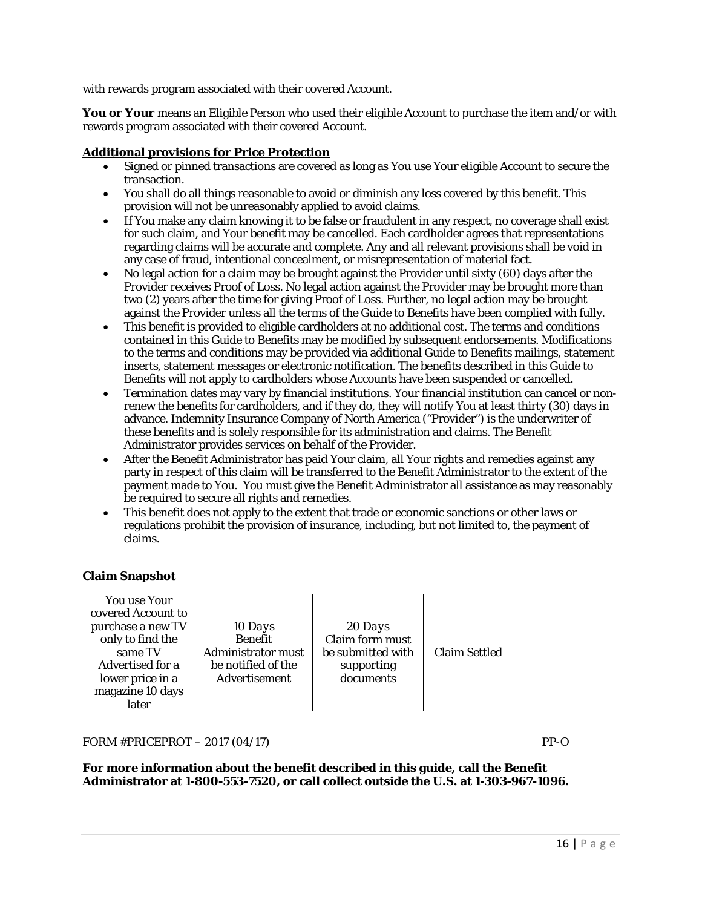with rewards program associated with their covered Account.

**You or Your** means an Eligible Person who used their eligible Account to purchase the item and/or with rewards program associated with their covered Account.

**Additional provisions for Price Protection**

- Signed or pinned transactions are covered as long as You use Your eligible Account to secure the transaction.
- You shall do all things reasonable to avoid or diminish any loss covered by this benefit. This provision will not be unreasonably applied to avoid claims.
- If You make any claim knowing it to be false or fraudulent in any respect, no coverage shall exist for such claim, and Your benefit may be cancelled. Each cardholder agrees that representations regarding claims will be accurate and complete. Any and all relevant provisions shall be void in any case of fraud, intentional concealment, or misrepresentation of material fact.
- No legal action for a claim may be brought against the Provider until sixty (60) days after the Provider receives Proof of Loss. No legal action against the Provider may be brought more than two (2) years after the time for giving Proof of Loss. Further, no legal action may be brought against the Provider unless all the terms of the Guide to Benefits have been complied with fully.
- This benefit is provided to eligible cardholders at no additional cost. The terms and conditions contained in this Guide to Benefits may be modified by subsequent endorsements. Modifications to the terms and conditions may be provided via additional Guide to Benefits mailings, statement inserts, statement messages or electronic notification. The benefits described in this Guide to Benefits will not apply to cardholders whose Accounts have been suspended or cancelled.
- Termination dates may vary by financial institutions. Your financial institution can cancel or non-renew the benefits for cardholders, and if they do, they will notify You at least thirty (30) days in advance. Indemnity Insurance Company of North America ("Provider") is the underwriter of these benefits and is solely responsible for its administration and claims. The Benefit Administrator provides services on behalf of the Provider.
- After the Benefit Administrator has paid Your claim, all Your rights and remedies against any party in respect of this claim will be transferred to the Benefit Administrator to the extent of the payment made to You. You must give the Benefit Administrator all assistance as may reasonably be required to secure all rights and remedies.
- This benefit does not apply to the extent that trade or economic sanctions or other laws or regulations prohibit the provision of insurance, including, but not limited to, the payment of claims.

**Claim Snapshot**

| You use Your covered Account to purchase a new TV only to find the same TV Advertised for a lower price in a magazine 10 days later | *10 Days* Benefit Administrator must be notified of the Advertisement | *20 Days* Claim form must be submitted with supporting documents | Claim Settled |
|---|---|---|---|

FORM #PRICEPROT – 2017 (04/17) PP-O

**For more information about the benefit described in this guide, call the Benefit Administrator at 1-800-553-7520, or call collect outside the U.S. at 1-303-967-1096.**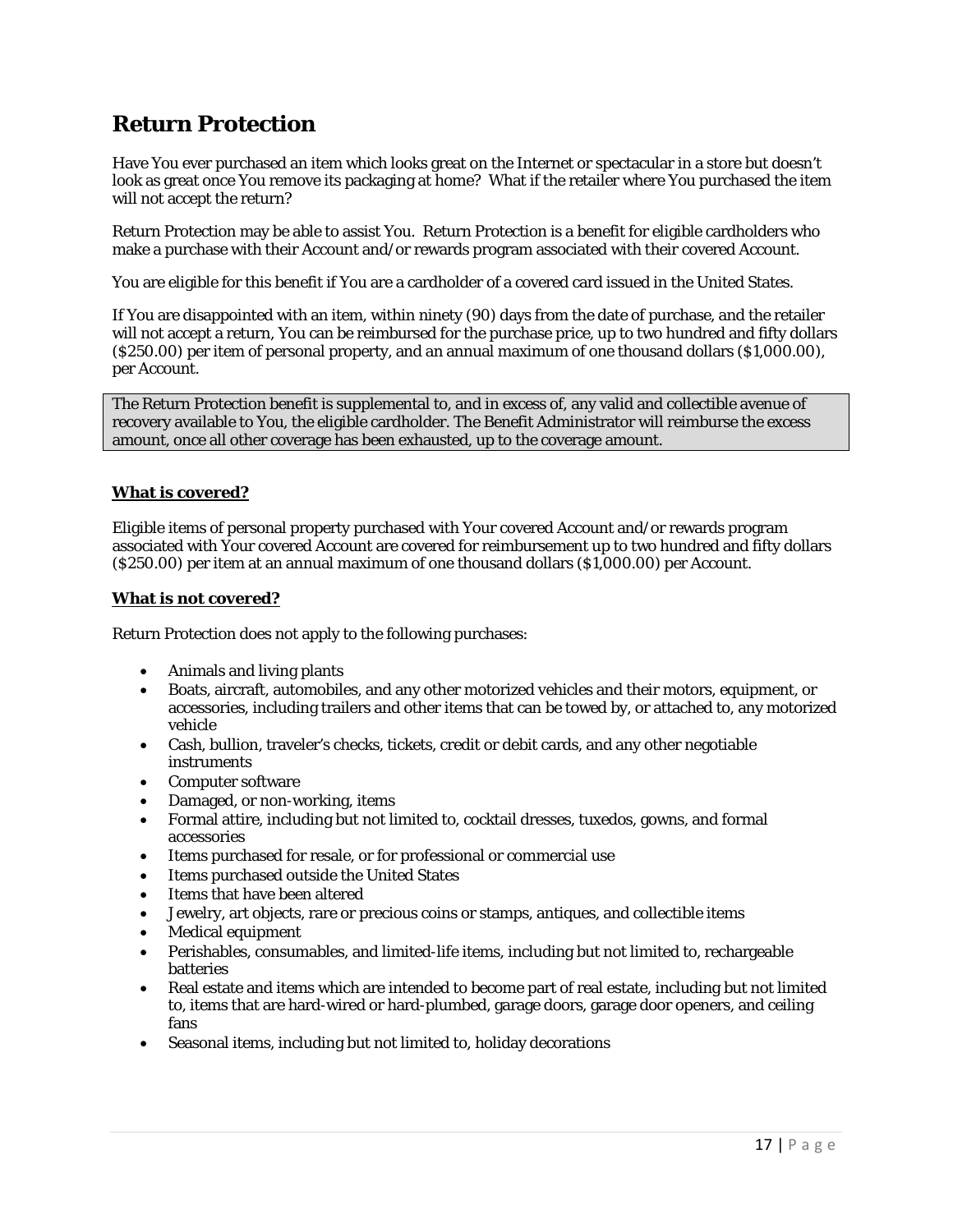# Return Protection

Have You ever purchased an item which looks great on the Internet or spectacular in a store but doesn't look as great once You remove its packaging at home? What if the retailer where You purchased the item will not accept the return?

Return Protection may be able to assist You. Return Protection is a benefit for eligible cardholders who make a purchase with their Account and/or rewards program associated with their covered Account.

You are eligible for this benefit if You are a cardholder of a covered card issued in the United States.

If You are disappointed with an item, within ninety (90) days from the date of purchase, and the retailer will not accept a return, You can be reimbursed for the purchase price, up to two hundred and fifty dollars ($250.00) per item of personal property, and an annual maximum of one thousand dollars ($1,000.00), per Account.

The Return Protection benefit is supplemental to, and in excess of, any valid and collectible avenue of recovery available to You, the eligible cardholder. The Benefit Administrator will reimburse the excess amount, once all other coverage has been exhausted, up to the coverage amount.

**What is covered?**

Eligible items of personal property purchased with Your covered Account and/or rewards program associated with Your covered Account are covered for reimbursement up to two hundred and fifty dollars ($250.00) per item at an annual maximum of one thousand dollars ($1,000.00) per Account.

**What is not covered?**

Return Protection does not apply to the following purchases:

- Animals and living plants
- Boats, aircraft, automobiles, and any other motorized vehicles and their motors, equipment, or accessories, including trailers and other items that can be towed by, or attached to, any motorized vehicle
- Cash, bullion, traveler's checks, tickets, credit or debit cards, and any other negotiable instruments
- Computer software
- Damaged, or non-working, items
- Formal attire, including but not limited to, cocktail dresses, tuxedos, gowns, and formal accessories
- Items purchased for resale, or for professional or commercial use
- Items purchased outside the United States
- Items that have been altered
- Jewelry, art objects, rare or precious coins or stamps, antiques, and collectible items
- Medical equipment
- Perishables, consumables, and limited-life items, including but not limited to, rechargeable batteries
- Real estate and items which are intended to become part of real estate, including but not limited to, items that are hard-wired or hard-plumbed, garage doors, garage door openers, and ceiling fans
- Seasonal items, including but not limited to, holiday decorations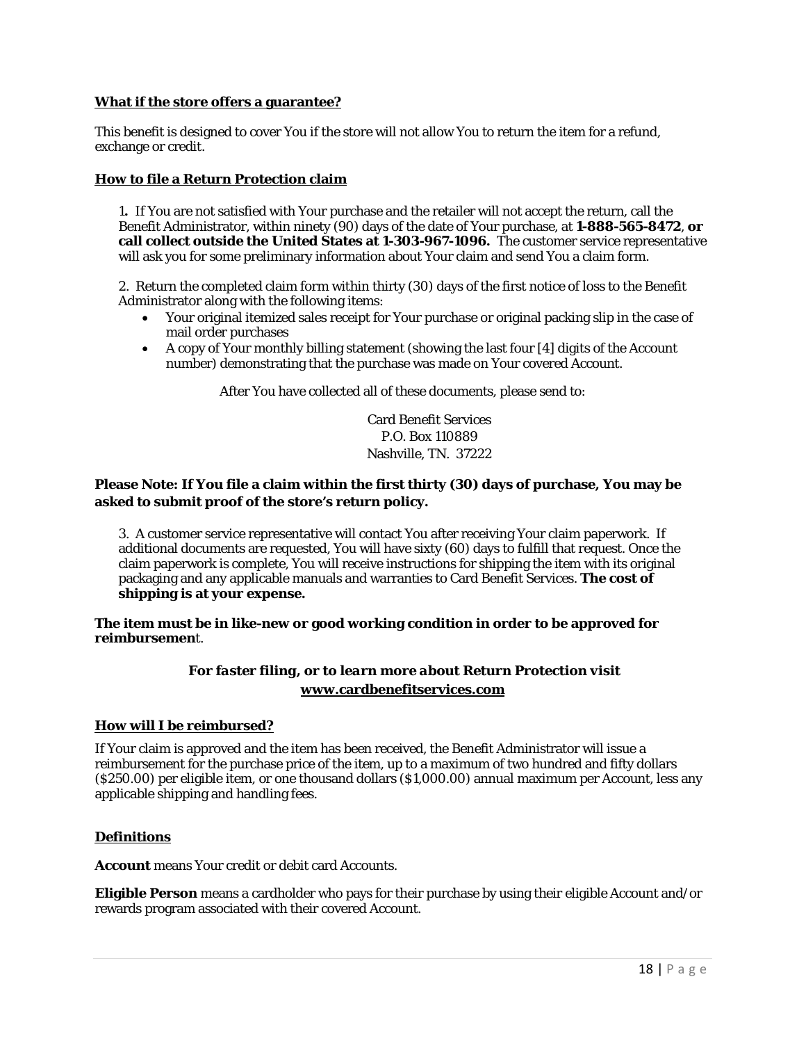**What if the store offers a guarantee?**

This benefit is designed to cover You if the store will not allow You to return the item for a refund, exchange or credit.

**How to file a Return Protection claim**

1. If You are not satisfied with Your purchase and the retailer will not accept the return, call the Benefit Administrator, within ninety (90) days of the date of Your purchase, at **1-888-565-8472**, **or call collect outside the United States at 1-303-967-1096.** The customer service representative will ask you for some preliminary information about Your claim and send You a claim form.

2. Return the completed claim form within thirty (30) days of the first notice of loss to the Benefit Administrator along with the following items:
   - Your original itemized sales receipt for Your purchase or original packing slip in the case of mail order purchases
   - A copy of Your monthly billing statement (showing the last four [4] digits of the Account number) demonstrating that the purchase was made on Your covered Account.

After You have collected all of these documents, please send to:

Card Benefit Services
P.O. Box 110889
Nashville, TN. 37222

**Please Note: If You file a claim within the first thirty (30) days of purchase, You may be asked to submit proof of the store's return policy.**

3. A customer service representative will contact You after receiving Your claim paperwork. If additional documents are requested, You will have sixty (60) days to fulfill that request. Once the claim paperwork is complete, You will receive instructions for shipping the item with its original packaging and any applicable manuals and warranties to Card Benefit Services. **The cost of shipping is at your expense.**

**The item must be in like-new or good working condition in order to be approved for reimbursement.**

***For faster filing, or to learn more about Return Protection visit www.cardbenefitservices.com***

**How will I be reimbursed?**

If Your claim is approved and the item has been received, the Benefit Administrator will issue a reimbursement for the purchase price of the item, up to a maximum of two hundred and fifty dollars ($250.00) per eligible item, or one thousand dollars ($1,000.00) annual maximum per Account, less any applicable shipping and handling fees.

**Definitions**

**Account** means Your credit or debit card Accounts.

**Eligible Person** means a cardholder who pays for their purchase by using their eligible Account and/or rewards program associated with their covered Account.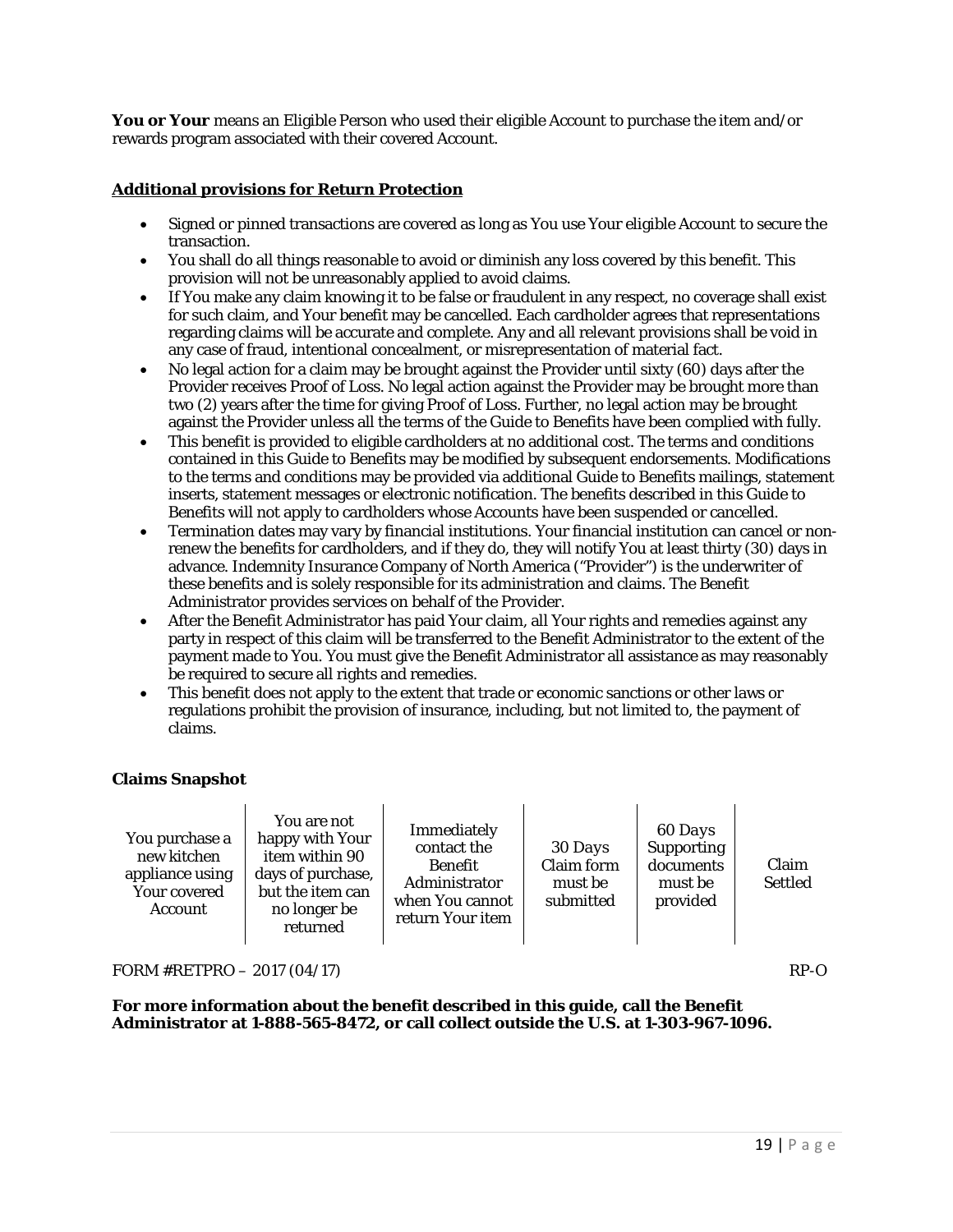**You or Your** means an Eligible Person who used their eligible Account to purchase the item and/or rewards program associated with their covered Account.

**Additional provisions for Return Protection**

- Signed or pinned transactions are covered as long as You use Your eligible Account to secure the transaction.
- You shall do all things reasonable to avoid or diminish any loss covered by this benefit. This provision will not be unreasonably applied to avoid claims.
- If You make any claim knowing it to be false or fraudulent in any respect, no coverage shall exist for such claim, and Your benefit may be cancelled. Each cardholder agrees that representations regarding claims will be accurate and complete. Any and all relevant provisions shall be void in any case of fraud, intentional concealment, or misrepresentation of material fact.
- No legal action for a claim may be brought against the Provider until sixty (60) days after the Provider receives Proof of Loss. No legal action against the Provider may be brought more than two (2) years after the time for giving Proof of Loss. Further, no legal action may be brought against the Provider unless all the terms of the Guide to Benefits have been complied with fully.
- This benefit is provided to eligible cardholders at no additional cost. The terms and conditions contained in this Guide to Benefits may be modified by subsequent endorsements. Modifications to the terms and conditions may be provided via additional Guide to Benefits mailings, statement inserts, statement messages or electronic notification. The benefits described in this Guide to Benefits will not apply to cardholders whose Accounts have been suspended or cancelled.
- Termination dates may vary by financial institutions. Your financial institution can cancel or non-renew the benefits for cardholders, and if they do, they will notify You at least thirty (30) days in advance. Indemnity Insurance Company of North America ("Provider") is the underwriter of these benefits and is solely responsible for its administration and claims. The Benefit Administrator provides services on behalf of the Provider.
- After the Benefit Administrator has paid Your claim, all Your rights and remedies against any party in respect of this claim will be transferred to the Benefit Administrator to the extent of the payment made to You. You must give the Benefit Administrator all assistance as may reasonably be required to secure all rights and remedies.
- This benefit does not apply to the extent that trade or economic sanctions or other laws or regulations prohibit the provision of insurance, including, but not limited to, the payment of claims.

**Claims Snapshot**

| You purchase a new kitchen appliance using Your covered Account | You are not happy with Your item within 90 days of purchase, but the item can no longer be returned | Immediately contact the Benefit Administrator when You cannot return Your item | *30 Days* Claim form must be submitted | *60 Days* Supporting documents must be provided | Claim Settled |
|---|---|---|---|---|---|

FORM #RETPRO – 2017 (04/17) RP-O

**For more information about the benefit described in this guide, call the Benefit Administrator at 1-888-565-8472, or call collect outside the U.S. at 1-303-967-1096.**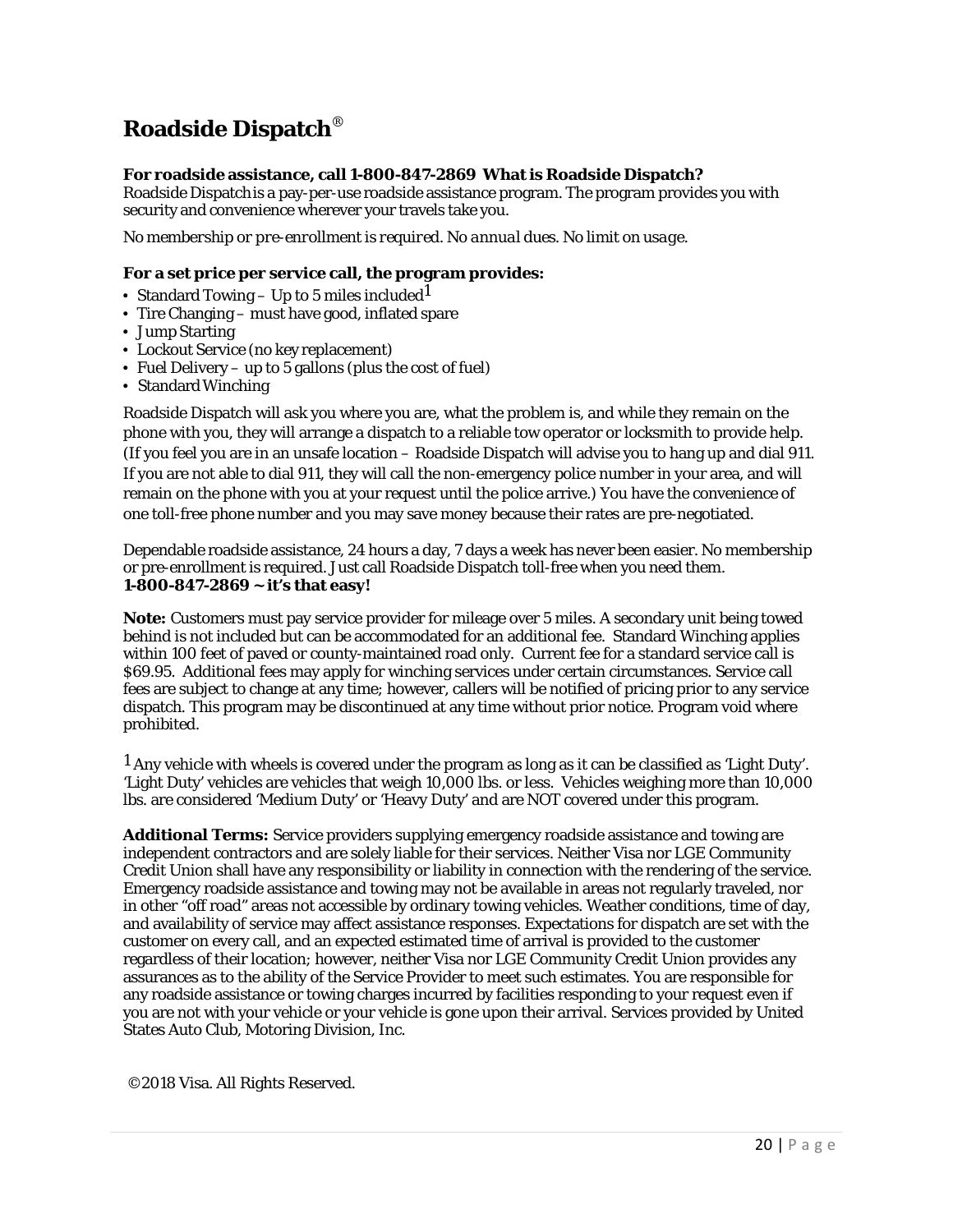# Roadside Dispatch®

**For roadside assistance, call 1-800-847-2869 What is Roadside Dispatch?**
Roadside Dispatch is a pay-per-use roadside assistance program. The program provides you with security and convenience wherever your travels take you.

*No membership or pre-enrollment is required. No annual dues. No limit on usage.*

**For a set price per service call, the program provides:**

- Standard Towing – Up to 5 miles included[1]
- Tire Changing – must have good, inflated spare
- Jump Starting
- Lockout Service (no key replacement)
- Fuel Delivery – up to 5 gallons (plus the cost of fuel)
- Standard Winching

Roadside Dispatch will ask you where you are, what the problem is, and while they remain on the phone with you, they will arrange a dispatch to a reliable tow operator or locksmith to provide help. (If you feel you are in an unsafe location – Roadside Dispatch will advise you to hang up and dial 911. If you are not able to dial 911, they will call the non-emergency police number in your area, and will remain on the phone with you at your request until the police arrive.) You have the convenience of one toll-free phone number and you may save money because their rates are pre-negotiated.

Dependable roadside assistance, 24 hours a day, 7 days a week has never been easier. No membership or pre-enrollment is required. Just call Roadside Dispatch toll-free when you need them.
**1-800-847-2869 ~ it's that easy!**

**Note:** Customers must pay service provider for mileage over 5 miles. A secondary unit being towed behind is not included but can be accommodated for an additional fee. Standard Winching applies within 100 feet of paved or county-maintained road only. Current fee for a standard service call is $69.95. Additional fees may apply for winching services under certain circumstances. Service call fees are subject to change at any time; however, callers will be notified of pricing prior to any service dispatch. This program may be discontinued at any time without prior notice. Program void where prohibited.

[1] Any vehicle with wheels is covered under the program as long as it can be classified as 'Light Duty'. 'Light Duty' vehicles are vehicles that weigh 10,000 lbs. or less. Vehicles weighing more than 10,000 lbs. are considered 'Medium Duty' or 'Heavy Duty' and are NOT covered under this program.

**Additional Terms:** Service providers supplying emergency roadside assistance and towing are independent contractors and are solely liable for their services. Neither Visa nor LGE Community Credit Union shall have any responsibility or liability in connection with the rendering of the service. Emergency roadside assistance and towing may not be available in areas not regularly traveled, nor in other "off road" areas not accessible by ordinary towing vehicles. Weather conditions, time of day, and availability of service may affect assistance responses. Expectations for dispatch are set with the customer on every call, and an expected estimated time of arrival is provided to the customer regardless of their location; however, neither Visa nor LGE Community Credit Union provides any assurances as to the ability of the Service Provider to meet such estimates. You are responsible for any roadside assistance or towing charges incurred by facilities responding to your request even if you are not with your vehicle or your vehicle is gone upon their arrival. Services provided by United States Auto Club, Motoring Division, Inc.

©2018 Visa. All Rights Reserved.